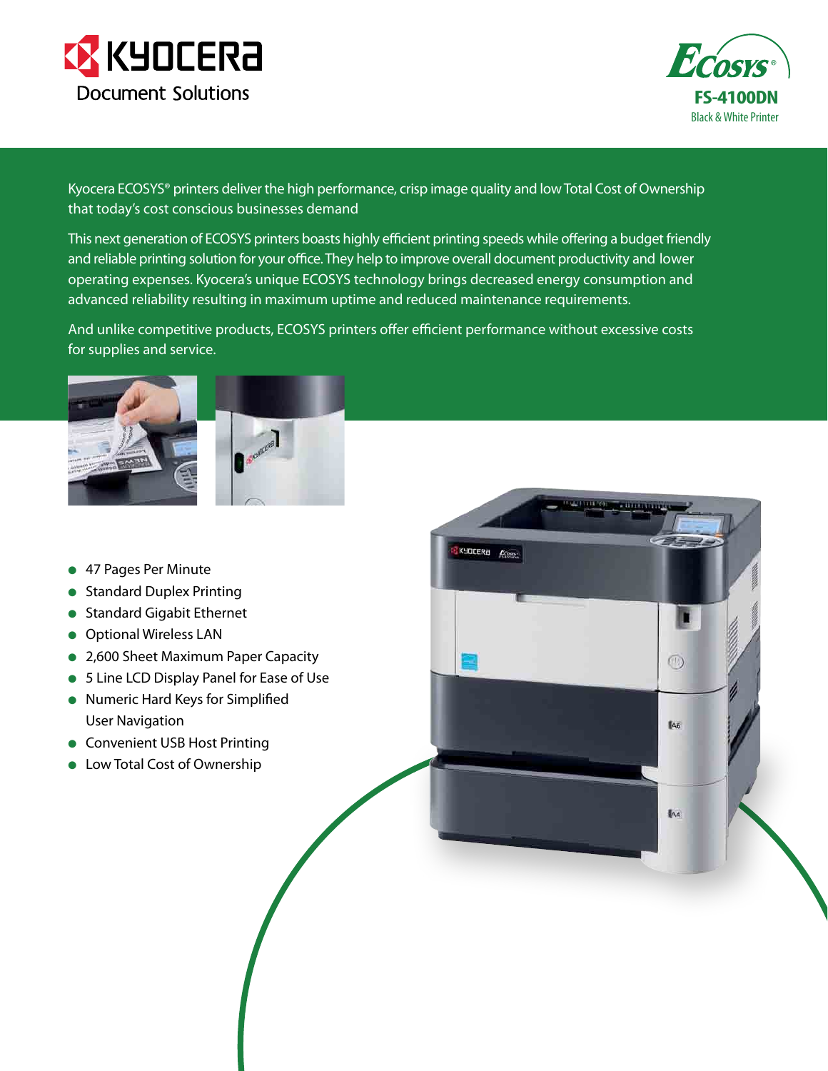KYOCERA Document Solutions

ECOSYS®

# FS-4100DN

Black & White Printer

Kyocera ECOSYS® printers deliver the high performance, crisp image quality and low Total Cost of Ownership that today's cost conscious businesses demand

This next generation of ECOSYS printers boasts highly efficient printing speeds while offering a budget friendly and reliable printing solution for your office. They help to improve overall document productivity and lower operating expenses. Kyocera's unique ECOSYS technology brings decreased energy consumption and advanced reliability resulting in maximum uptime and reduced maintenance requirements.

And unlike competitive products, ECOSYS printers offer efficient performance without excessive costs for supplies and service.

- 47 Pages Per Minute
- Standard Duplex Printing
- Standard Gigabit Ethernet
- Optional Wireless LAN
- 2,600 Sheet Maximum Paper Capacity
- 5 Line LCD Display Panel for Ease of Use
- Numeric Hard Keys for Simplified User Navigation
- Convenient USB Host Printing
- Low Total Cost of Ownership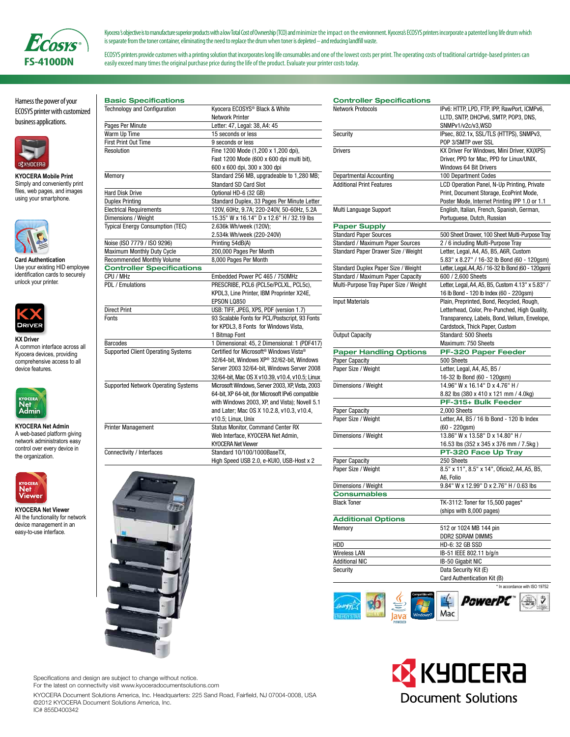# FS-4100DN

Kyocera's objective is to manufacture superior products with a low Total Cost of Ownership (TCO) and minimize the impact on the environment. Kyocera's ECOSYS printers incorporate a patented long life drum which is separate from the toner container, eliminating the need to replace the drum when toner is depleted – and reducing landfill waste.

ECOSYS printers provide customers with a printing solution that incorporates long life consumables and one of the lowest costs per print. The operating costs of traditional cartridge-based printers can easily exceed many times the original purchase price during the life of the product. Evaluate your printer costs today.

Harness the power of your ECOSYS printer with customized business applications.

**KYOCERA Mobile Print**
Simply and conveniently print files, web pages, and images using your smartphone.

**Card Authentication**
Use your existing HID employee identification cards to securely unlock your printer.

**KX Driver**
A common interface across all Kyocera devices, providing comprehensive access to all device features.

**KYOCERA Net Admin**
A web-based platform giving network administrators easy control over every device in the organization.

**KYOCERA Net Viewer**
All the functionality for network device management in an easy-to-use interface.

## Basic Specifications

| | |
|---|---|
| Technology and Configuration | Kyocera ECOSYS® Black & White Network Printer |
| Pages Per Minute | Letter: 47, Legal: 38, A4: 45 |
| Warm Up Time | 15 seconds or less |
| First Print Out Time | 9 seconds or less |
| Resolution | Fine 1200 Mode (1,200 x 1,200 dpi), Fast 1200 Mode (600 x 600 dpi multi bit), 600 x 600 dpi, 300 x 300 dpi |
| Memory | Standard 256 MB, upgradeable to 1,280 MB; Standard SD Card Slot |
| Hard Disk Drive | Optional HD-6 (32 GB) |
| Duplex Printing | Standard Duplex, 33 Pages Per Minute Letter |
| Electrical Requirements | 120V, 60Hz, 9.7A; 220-240V, 50-60Hz, 5.2A |
| Dimensions / Weight | 15.35" W x 16.14" D x 12.6" H / 32.19 lbs |
| Typical Energy Consumption (TEC) | 2.636k Wh/week (120V); 2.534k Wh/week (220-240V) |
| Noise (ISO 7779 / ISO 9296) | Printing 54dB(A) |
| Maximum Monthly Duty Cycle | 200,000 Pages Per Month |
| Recommended Monthly Volume | 8,000 Pages Per Month |

## Controller Specifications

| | |
|---|---|
| CPU / MHz | Embedded Power PC 465 / 750MHz |
| PDL / Emulations | PRESCRIBE, PCL6 (PCL5e/PCLXL, PCL5c), KPDL3, Line Printer, IBM Proprinter X24E, EPSON LQ850 |
| Direct Print | USB: TIFF, JPEG, XPS, PDF (version 1.7) |
| Fonts | 93 Scalable Fonts for PCL/Postscript, 93 Fonts for KPDL3, 8 Fonts for Windows Vista, 1 Bitmap Font |
| Barcodes | 1 Dimensional: 45, 2 Dimensional: 1 (PDF417) |
| Supported Client Operating Systems | Certified for Microsoft® Windows Vista® 32/64-bit, Windows XP® 32/62-bit, Windows Server 2003 32/64-bit, Windows Server 2008 32/64-bit, Mac OS X v10.39, v10.4, v10.5; Linux |
| Supported Network Operating Systems | Microsoft Windows, Server 2003, XP, Vista, 2003 64-bit, XP 64-bit, (for Microsoft IPv6 compatible with Windows 2003, XP, and Vista); Novell 5.1 and Later; Mac OS X 10.2.8, v10.3, v10.4, v10.5; Linux, Unix |
| Printer Management | Status Monitor, Command Center RX Web Interface, KYOCERA Net Admin, KYOCERA Net Viewer |
| Connectivity / Interfaces | Standard 10/100/1000BaseTX, High Speed USB 2.0, e-KUIO, USB-Host x 2 |

## Controller Specifications

| | |
|---|---|
| Network Protocols | IPv6: HTTP, LPD, FTP, IPP, RawPort, ICMPv6, LLTD, SNTP, DHCPv6, SMTP, POP3, DNS, SNMPv1/v2c/v3,WSD |
| Security | IPsec, 802.1x, SSL/TLS (HTTPS), SNMPv3, POP 3/SMTP over SSL |
| Drivers | KX Driver For Windows, Mini Driver, KX(XPS) Driver, PPD for Mac, PPD for Linux/UNIX, Windows 64 Bit Drivers |
| Departmental Accounting | 100 Department Codes |
| Additional Print Features | LCD Operation Panel, N-Up Printing, Private Print, Document Storage, EcoPrint Mode, Poster Mode, Internet Printing IPP 1.0 or 1.1 |
| Multi Language Support | English, Italian, French, Spanish, German, Portuguese, Dutch, Russian |

## Paper Supply

| | |
|---|---|
| Standard Paper Sources | 500 Sheet Drawer, 100 Sheet Multi-Purpose Tray |
| Standard / Maximum Paper Sources | 2 / 6 including Multi-Purpose Tray |
| Standard Paper Drawer Size / Weight | Letter, Legal, A4, A5, B5, A6R, Custom 5.83" x 8.27" / 16-32 lb Bond (60 - 120gsm) |
| Standard Duplex Paper Size / Weight | Letter, Legal, A4, A5 / 16-32 lb Bond (60 - 120gsm) |
| Standard / Maximum Paper Capacity | 600 / 2,600 Sheets |
| Multi-Purpose Tray Paper Size / Weight | Letter, Legal, A4, A5, B5, Custom 4.13" x 5.83" / 16 lb Bond - 120 lb Index (60 - 220gsm) |
| Input Materials | Plain, Preprinted, Bond, Recycled, Rough, Letterhead, Color, Pre-Punched, High Quality, Transparency, Labels, Bond, Vellum, Envelope, Cardstock, Thick Paper, Custom |
| Output Capacity | Standard: 500 Sheets Maximum: 750 Sheets |

## Paper Handling Options

### PF-320 Paper Feeder

| | |
|---|---|
| Paper Capacity | 500 Sheets |
| Paper Size / Weight | Letter, Legal, A4, A5, B5 / 16-32 lb Bond (60 - 120gsm) |
| Dimensions / Weight | 14.96" W x 16.14" D x 4.76" H / 8.82 lbs (380 x 410 x 121 mm / 4.0kg) |

### PF-315+ Bulk Feeder

| | |
|---|---|
| Paper Capacity | 2,000 Sheets |
| Paper Size / Weight | Letter, A4, B5 / 16 lb Bond - 120 lb Index (60 - 220gsm) |
| Dimensions / Weight | 13.86" W x 13.58" D x 14.80" H / 16.53 lbs (352 x 345 x 376 mm / 7.5kg ) |

### PT-320 Face Up Tray

| | |
|---|---|
| Paper Capacity | 250 Sheets |
| Paper Size / Weight | 8.5" x 11", 8.5" x 14", Oficio2, A4, A5, B5, A6, Folio |
| Dimensions / Weight | 9.84" W x 12.99" D x 2.76" H / 0.63 lbs |

## Consumables

| | |
|---|---|
| Black Toner | TK-3112: Toner for 15,500 pages* (ships with 8,000 pages) |

## Additional Options

| | |
|---|---|
| Memory | 512 or 1024 MB 144 pin DDR2 SDRAM DIMMS |
| HDD | HD-6: 32 GB SSD |
| Wireless LAN | IB-51 IEEE 802.11 b/g/n |
| Additional NIC | IB-50 Gigabit NIC |
| Security | Data Security Kit (E) Card Authentication Kit (B) |

\* In accordance with ISO 19752

Specifications and design are subject to change without notice.
For the latest on connectivity visit www.kyoceradocumentsolutions.com

KYOCERA Document Solutions America, Inc. Headquarters: 225 Sand Road, Fairfield, NJ 07004-0008, USA
©2012 KYOCERA Document Solutions America, Inc.
IC# 855D400342

KYOCERA Document Solutions